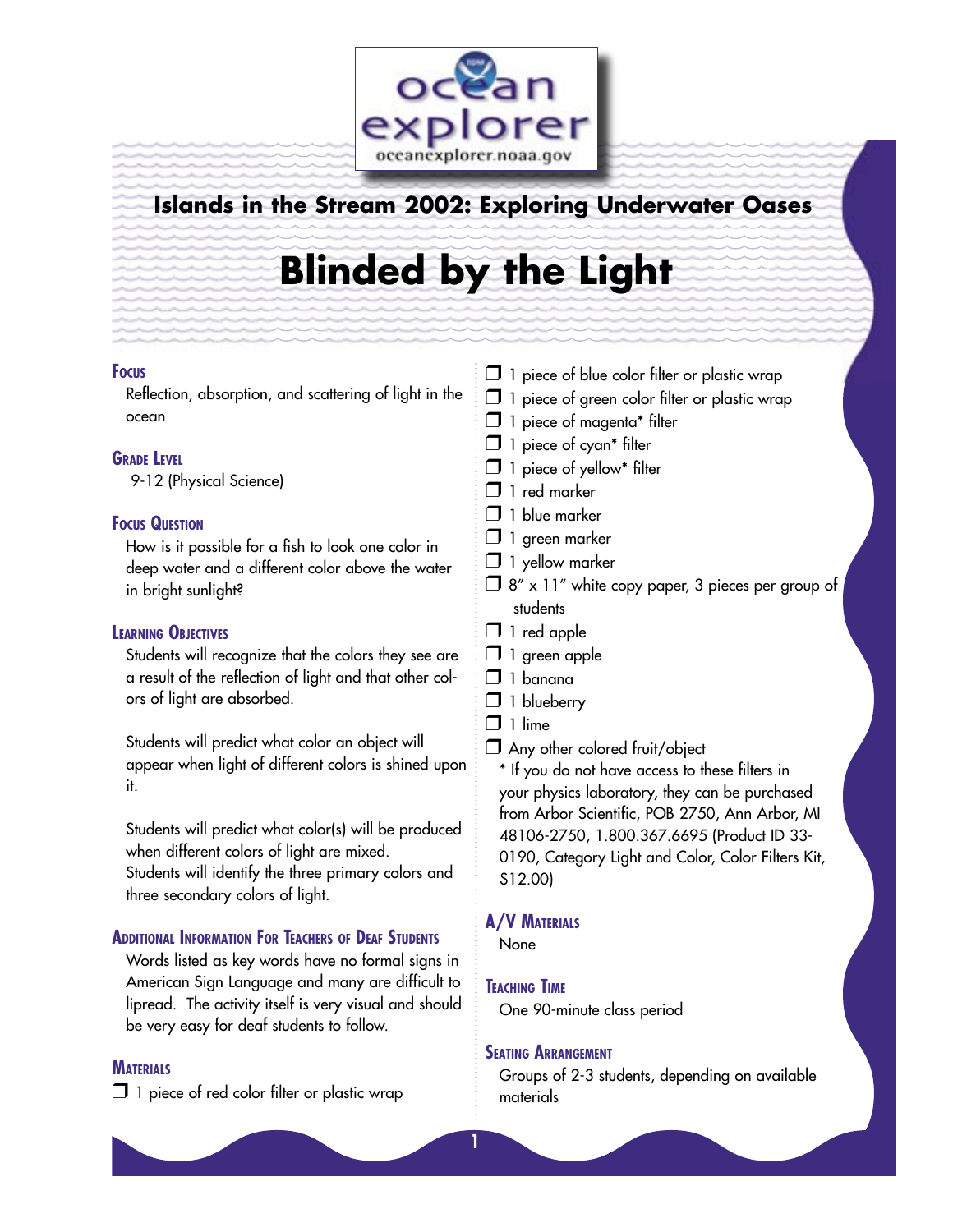# Islands in the Stream 2002: Exploring Underwater Oases

# Blinded by the Light

## Focus

Reflection, absorption, and scattering of light in the ocean

## Grade Level

9-12 (Physical Science)

## Focus Question

How is it possible for a fish to look one color in deep water and a different color above the water in bright sunlight?

## Learning Objectives

Students will recognize that the colors they see are a result of the reflection of light and that other colors of light are absorbed.

Students will predict what color an object will appear when light of different colors is shined upon it.

Students will predict what color(s) will be produced when different colors of light are mixed.
Students will identify the three primary colors and three secondary colors of light.

## Additional Information For Teachers of Deaf Students

Words listed as key words have no formal signs in American Sign Language and many are difficult to lipread. The activity itself is very visual and should be very easy for deaf students to follow.

## Materials

- 1 piece of red color filter or plastic wrap
- 1 piece of blue color filter or plastic wrap
- 1 piece of green color filter or plastic wrap
- 1 piece of magenta* filter
- 1 piece of cyan* filter
- 1 piece of yellow* filter
- 1 red marker
- 1 blue marker
- 1 green marker
- 1 yellow marker
- 8″ x 11″ white copy paper, 3 pieces per group of students
- 1 red apple
- 1 green apple
- 1 banana
- 1 blueberry
- 1 lime
- Any other colored fruit/object

\* If you do not have access to these filters in your physics laboratory, they can be purchased from Arbor Scientific, POB 2750, Ann Arbor, MI 48106-2750, 1.800.367.6695 (Product ID 33-0190, Category Light and Color, Color Filters Kit, $12.00)

## A/V Materials

None

## Teaching Time

One 90-minute class period

## Seating Arrangement

Groups of 2-3 students, depending on available materials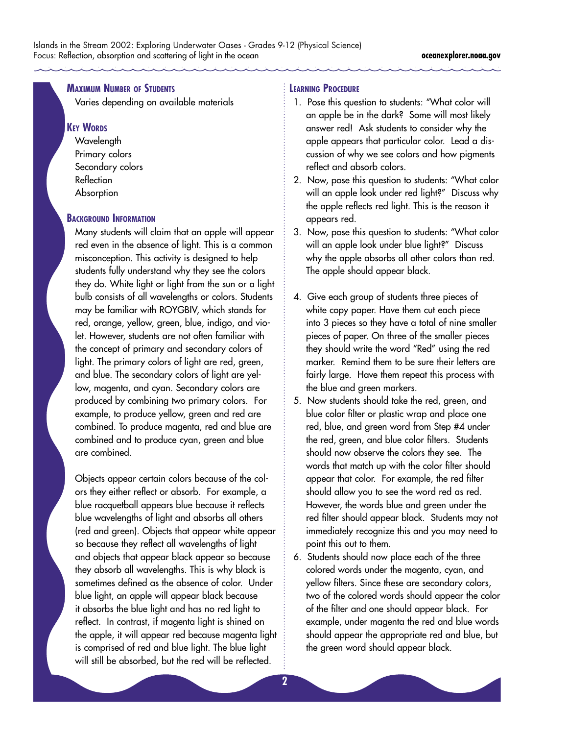## Maximum Number of Students

Varies depending on available materials

## Key Words

Wavelength
Primary colors
Secondary colors
Reflection
Absorption

## Background Information

Many students will claim that an apple will appear red even in the absence of light. This is a common misconception. This activity is designed to help students fully understand why they see the colors they do. White light or light from the sun or a light bulb consists of all wavelengths or colors. Students may be familiar with ROYGBIV, which stands for red, orange, yellow, green, blue, indigo, and violet. However, students are not often familiar with the concept of primary and secondary colors of light. The primary colors of light are red, green, and blue. The secondary colors of light are yellow, magenta, and cyan. Secondary colors are produced by combining two primary colors. For example, to produce yellow, green and red are combined. To produce magenta, red and blue are combined and to produce cyan, green and blue are combined.

Objects appear certain colors because of the colors they either reflect or absorb. For example, a blue racquetball appears blue because it reflects blue wavelengths of light and absorbs all others (red and green). Objects that appear white appear so because they reflect all wavelengths of light and objects that appear black appear so because they absorb all wavelengths. This is why black is sometimes defined as the absence of color. Under blue light, an apple will appear black because it absorbs the blue light and has no red light to reflect. In contrast, if magenta light is shined on the apple, it will appear red because magenta light is comprised of red and blue light. The blue light will still be absorbed, but the red will be reflected.

## Learning Procedure

1. Pose this question to students: "What color will an apple be in the dark? Some will most likely answer red! Ask students to consider why the apple appears that particular color. Lead a discussion of why we see colors and how pigments reflect and absorb colors.
2. Now, pose this question to students: "What color will an apple look under red light?" Discuss why the apple reflects red light. This is the reason it appears red.
3. Now, pose this question to students: "What color will an apple look under blue light?" Discuss why the apple absorbs all other colors than red. The apple should appear black.
4. Give each group of students three pieces of white copy paper. Have them cut each piece into 3 pieces so they have a total of nine smaller pieces of paper. On three of the smaller pieces they should write the word "Red" using the red marker. Remind them to be sure their letters are fairly large. Have them repeat this process with the blue and green markers.
5. Now students should take the red, green, and blue color filter or plastic wrap and place one red, blue, and green word from Step #4 under the red, green, and blue color filters. Students should now observe the colors they see. The words that match up with the color filter should appear that color. For example, the red filter should allow you to see the word red as red. However, the words blue and green under the red filter should appear black. Students may not immediately recognize this and you may need to point this out to them.
6. Students should now place each of the three colored words under the magenta, cyan, and yellow filters. Since these are secondary colors, two of the colored words should appear the color of the filter and one should appear black. For example, under magenta the red and blue words should appear the appropriate red and blue, but the green word should appear black.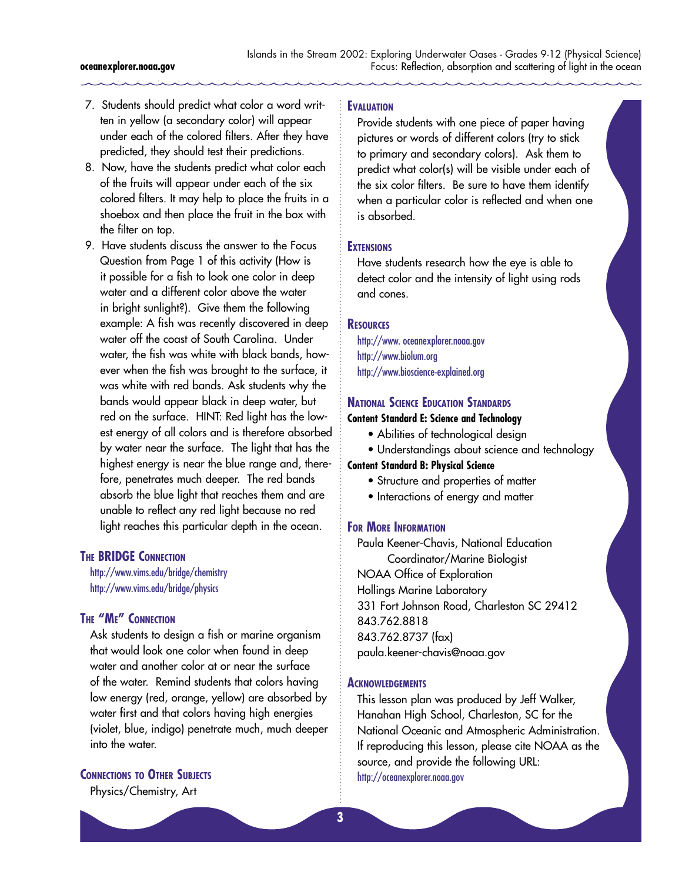7. Students should predict what color a word written in yellow (a secondary color) will appear under each of the colored filters. After they have predicted, they should test their predictions.
8. Now, have the students predict what color each of the fruits will appear under each of the six colored filters. It may help to place the fruits in a shoebox and then place the fruit in the box with the filter on top.
9. Have students discuss the answer to the Focus Question from Page 1 of this activity (How is it possible for a fish to look one color in deep water and a different color above the water in bright sunlight?). Give them the following example: A fish was recently discovered in deep water off the coast of South Carolina. Under water, the fish was white with black bands, however when the fish was brought to the surface, it was white with red bands. Ask students why the bands would appear black in deep water, but red on the surface. HINT: Red light has the lowest energy of all colors and is therefore absorbed by water near the surface. The light that has the highest energy is near the blue range and, therefore, penetrates much deeper. The red bands absorb the blue light that reaches them and are unable to reflect any red light because no red light reaches this particular depth in the ocean.

## The BRIDGE Connection

http://www.vims.edu/bridge/chemistry
http://www.vims.edu/bridge/physics

## The "Me" Connection

Ask students to design a fish or marine organism that would look one color when found in deep water and another color at or near the surface of the water. Remind students that colors having low energy (red, orange, yellow) are absorbed by water first and that colors having high energies (violet, blue, indigo) penetrate much, much deeper into the water.

## Connections to Other Subjects

Physics/Chemistry, Art

## Evaluation

Provide students with one piece of paper having pictures or words of different colors (try to stick to primary and secondary colors). Ask them to predict what color(s) will be visible under each of the six color filters. Be sure to have them identify when a particular color is reflected and when one is absorbed.

## Extensions

Have students research how the eye is able to detect color and the intensity of light using rods and cones.

## Resources

http://www.oceanexplorer.noaa.gov
http://www.biolum.org
http://www.bioscience-explained.org

## National Science Education Standards

**Content Standard E: Science and Technology**

- Abilities of technological design
- Understandings about science and technology

**Content Standard B: Physical Science**

- Structure and properties of matter
- Interactions of energy and matter

## For More Information

Paula Keener-Chavis, National Education Coordinator/Marine Biologist
NOAA Office of Exploration
Hollings Marine Laboratory
331 Fort Johnson Road, Charleston SC 29412
843.762.8818
843.762.8737 (fax)
paula.keener-chavis@noaa.gov

## Acknowledgements

This lesson plan was produced by Jeff Walker, Hanahan High School, Charleston, SC for the National Oceanic and Atmospheric Administration. If reproducing this lesson, please cite NOAA as the source, and provide the following URL: http://oceanexplorer.noaa.gov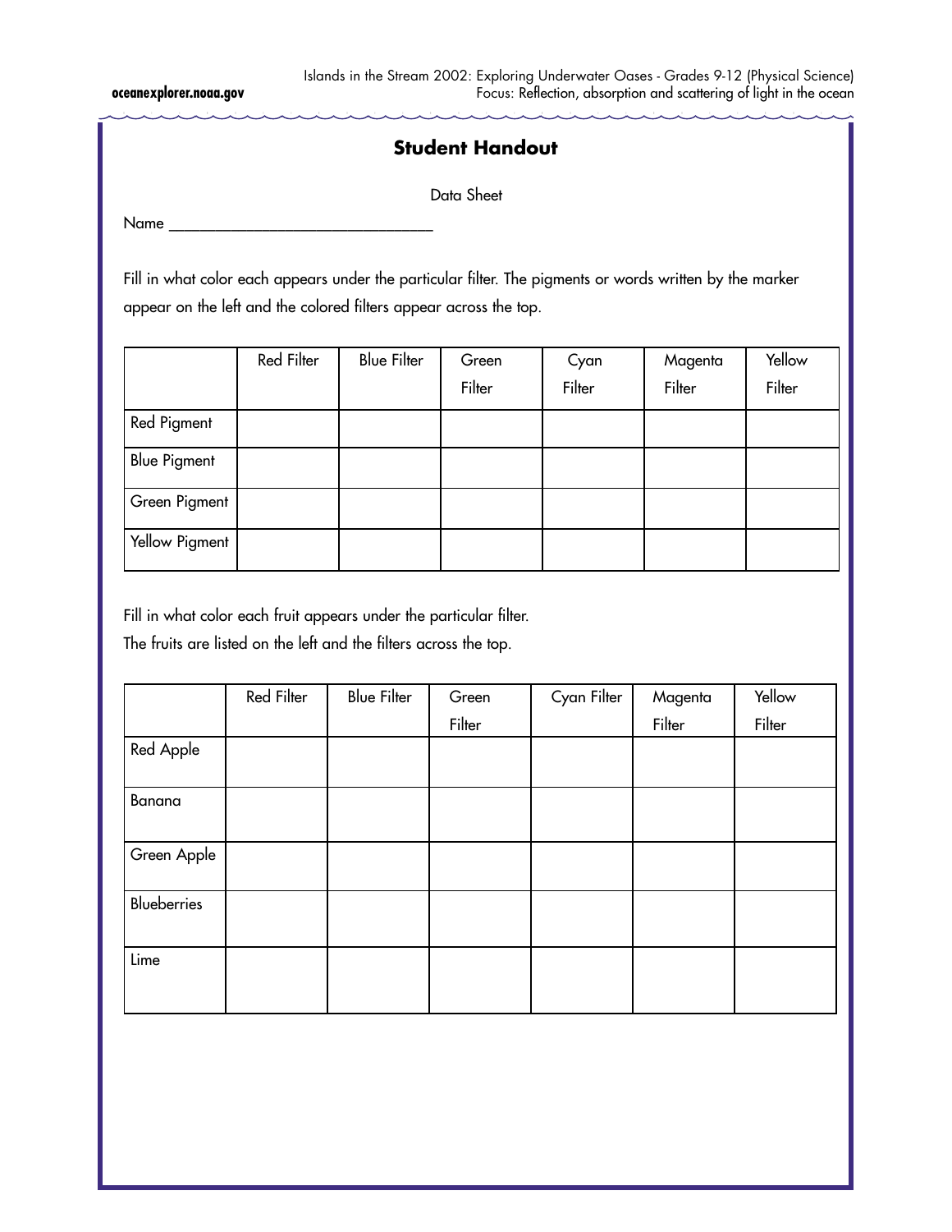## Student Handout

Data Sheet

Name ________________________________

Fill in what color each appears under the particular filter. The pigments or words written by the marker appear on the left and the colored filters appear across the top.

| | Red Filter | Blue Filter | Green Filter | Cyan Filter | Magenta Filter | Yellow Filter |
|---|---|---|---|---|---|---|
| Red Pigment | | | | | | |
| Blue Pigment | | | | | | |
| Green Pigment | | | | | | |
| Yellow Pigment | | | | | | |

Fill in what color each fruit appears under the particular filter.
The fruits are listed on the left and the filters across the top.

| | Red Filter | Blue Filter | Green Filter | Cyan Filter | Magenta Filter | Yellow Filter |
|---|---|---|---|---|---|---|
| Red Apple | | | | | | |
| Banana | | | | | | |
| Green Apple | | | | | | |
| Blueberries | | | | | | |
| Lime | | | | | | |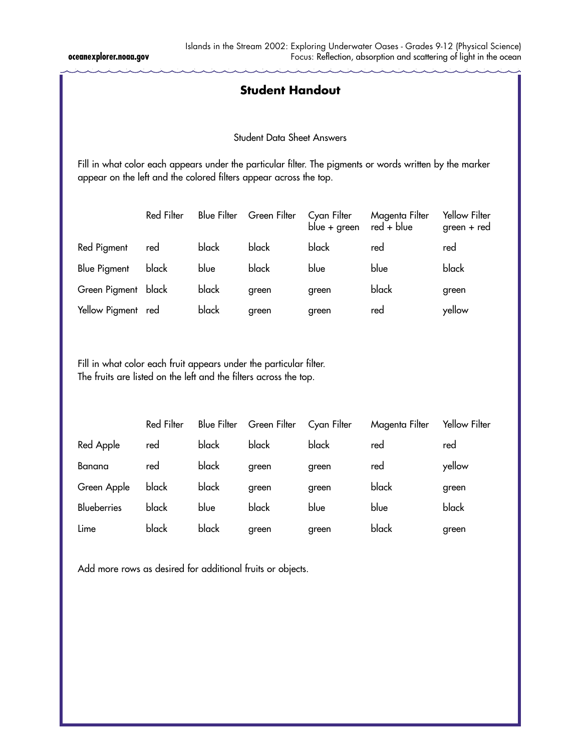## Student Handout

Student Data Sheet Answers

Fill in what color each appears under the particular filter. The pigments or words written by the marker appear on the left and the colored filters appear across the top.

| | Red Filter | Blue Filter | Green Filter | Cyan Filter blue + green | Magenta Filter red + blue | Yellow Filter green + red |
|---|---|---|---|---|---|---|
| Red Pigment | red | black | black | black | red | red |
| Blue Pigment | black | blue | black | blue | blue | black |
| Green Pigment | black | black | green | green | black | green |
| Yellow Pigment | red | black | green | green | red | yellow |

Fill in what color each fruit appears under the particular filter.
The fruits are listed on the left and the filters across the top.

| | Red Filter | Blue Filter | Green Filter | Cyan Filter | Magenta Filter | Yellow Filter |
|---|---|---|---|---|---|---|
| Red Apple | red | black | black | black | red | red |
| Banana | red | black | green | green | red | yellow |
| Green Apple | black | black | green | green | black | green |
| Blueberries | black | blue | black | blue | blue | black |
| Lime | black | black | green | green | black | green |

Add more rows as desired for additional fruits or objects.